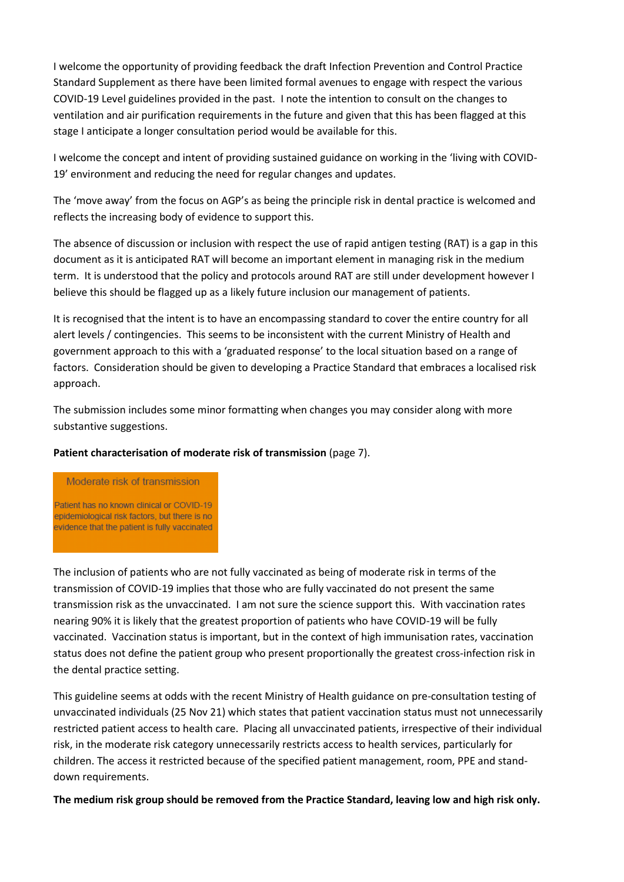I welcome the opportunity of providing feedback the draft Infection Prevention and Control Practice Standard Supplement as there have been limited formal avenues to engage with respect the various COVID-19 Level guidelines provided in the past. I note the intention to consult on the changes to ventilation and air purification requirements in the future and given that this has been flagged at this stage I anticipate a longer consultation period would be available for this.

I welcome the concept and intent of providing sustained guidance on working in the 'living with COVID-19' environment and reducing the need for regular changes and updates.

The 'move away' from the focus on AGP's as being the principle risk in dental practice is welcomed and reflects the increasing body of evidence to support this.

The absence of discussion or inclusion with respect the use of rapid antigen testing (RAT) is a gap in this document as it is anticipated RAT will become an important element in managing risk in the medium term. It is understood that the policy and protocols around RAT are still under development however I believe this should be flagged up as a likely future inclusion our management of patients.

It is recognised that the intent is to have an encompassing standard to cover the entire country for all alert levels / contingencies. This seems to be inconsistent with the current Ministry of Health and government approach to this with a 'graduated response' to the local situation based on a range of factors. Consideration should be given to developing a Practice Standard that embraces a localised risk approach.

The submission includes some minor formatting when changes you may consider along with more substantive suggestions.

**Patient characterisation of moderate risk of transmission** (page 7).

| Moderate risk of transmission |
| --- |
| Patient has no known clinical or COVID-19 epidemiological risk factors, but there is no evidence that the patient is fully vaccinated |

The inclusion of patients who are not fully vaccinated as being of moderate risk in terms of the transmission of COVID-19 implies that those who are fully vaccinated do not present the same transmission risk as the unvaccinated. I am not sure the science support this. With vaccination rates nearing 90% it is likely that the greatest proportion of patients who have COVID-19 will be fully vaccinated. Vaccination status is important, but in the context of high immunisation rates, vaccination status does not define the patient group who present proportionally the greatest cross-infection risk in the dental practice setting.

This guideline seems at odds with the recent Ministry of Health guidance on pre-consultation testing of unvaccinated individuals (25 Nov 21) which states that patient vaccination status must not unnecessarily restricted patient access to health care. Placing all unvaccinated patients, irrespective of their individual risk, in the moderate risk category unnecessarily restricts access to health services, particularly for children. The access it restricted because of the specified patient management, room, PPE and stand-down requirements.

**The medium risk group should be removed from the Practice Standard, leaving low and high risk only.**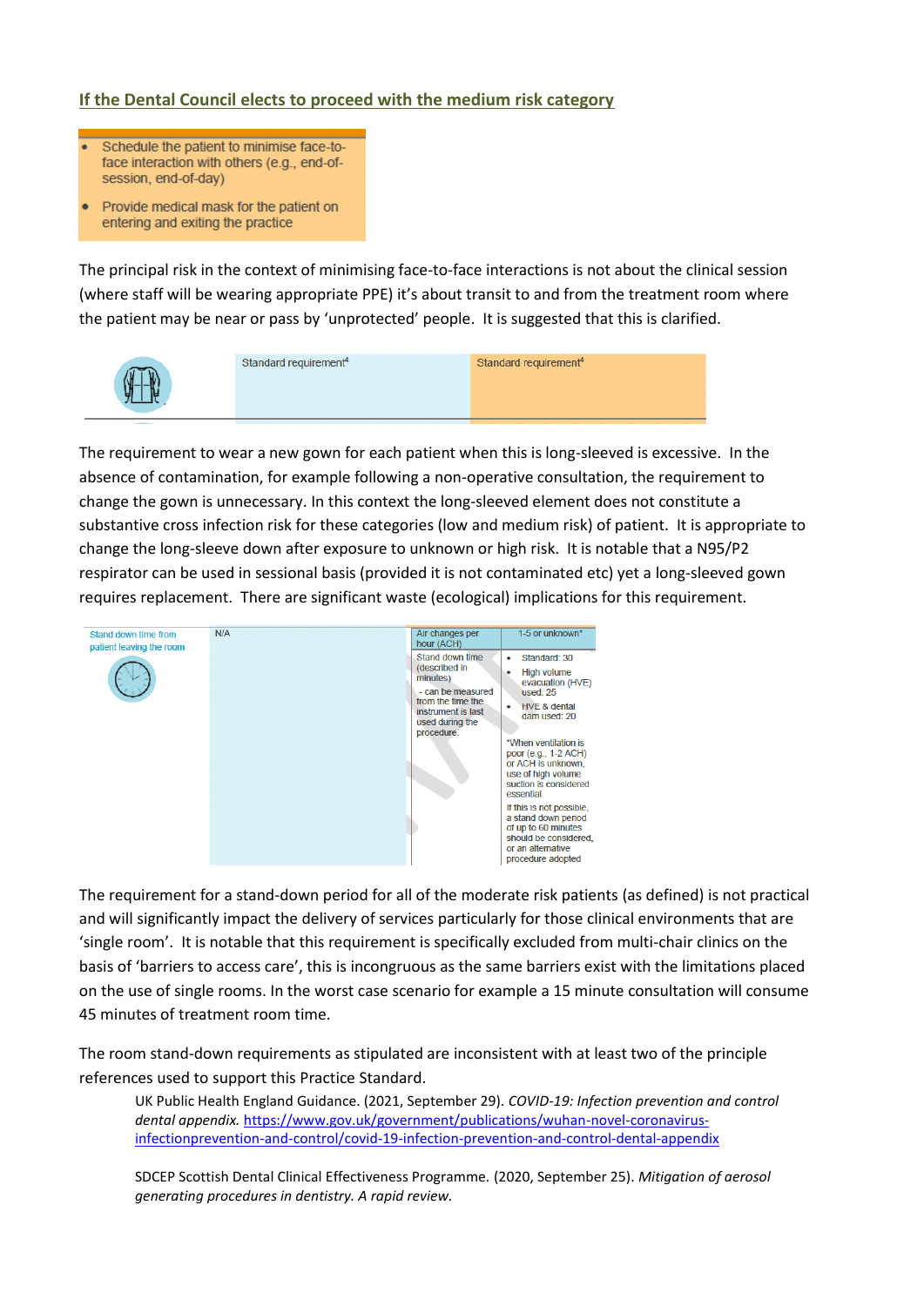**If the Dental Council elects to proceed with the medium risk category**

- Schedule the patient to minimise face-to-face interaction with others (e.g., end-of-session, end-of-day)
- Provide medical mask for the patient on entering and exiting the practice

The principal risk in the context of minimising face-to-face interactions is not about the clinical session (where staff will be wearing appropriate PPE) it's about transit to and from the treatment room where the patient may be near or pass by 'unprotected' people. It is suggested that this is clarified.

| | | |
|---|---|---|
| | Standard requirement[4] | Standard requirement[4] |

The requirement to wear a new gown for each patient when this is long-sleeved is excessive. In the absence of contamination, for example following a non-operative consultation, the requirement to change the gown is unnecessary. In this context the long-sleeved element does not constitute a substantive cross infection risk for these categories (low and medium risk) of patient. It is appropriate to change the long-sleeve down after exposure to unknown or high risk. It is notable that a N95/P2 respirator can be used in sessional basis (provided it is not contaminated etc) yet a long-sleeved gown requires replacement. There are significant waste (ecological) implications for this requirement.

| Stand down time from patient leaving the room | N/A | Air changes per hour (ACH) | 1-5 or unknown* |
|---|---|---|---|
| | | Stand down time (described in minutes)<br>- can be measured from the time the instrument is last used during the procedure. | • Standard: 30<br>• High volume evacuation (HVE) used: 25<br>• HVE & dental dam used: 20<br><br>*When ventilation is poor (e.g., 1-2 ACH) or ACH is unknown, use of high volume suction is considered essential.<br><br>If this is not possible, a stand down period of up to 60 minutes should be considered, or an alternative procedure adopted |

The requirement for a stand-down period for all of the moderate risk patients (as defined) is not practical and will significantly impact the delivery of services particularly for those clinical environments that are 'single room'. It is notable that this requirement is specifically excluded from multi-chair clinics on the basis of 'barriers to access care', this is incongruous as the same barriers exist with the limitations placed on the use of single rooms. In the worst case scenario for example a 15 minute consultation will consume 45 minutes of treatment room time.

The room stand-down requirements as stipulated are inconsistent with at least two of the principle references used to support this Practice Standard.

> UK Public Health England Guidance. (2021, September 29). *COVID-19: Infection prevention and control dental appendix.* https://www.gov.uk/government/publications/wuhan-novel-coronavirus-infectionprevention-and-control/covid-19-infection-prevention-and-control-dental-appendix
>
> SDCEP Scottish Dental Clinical Effectiveness Programme. (2020, September 25). *Mitigation of aerosol generating procedures in dentistry. A rapid review.*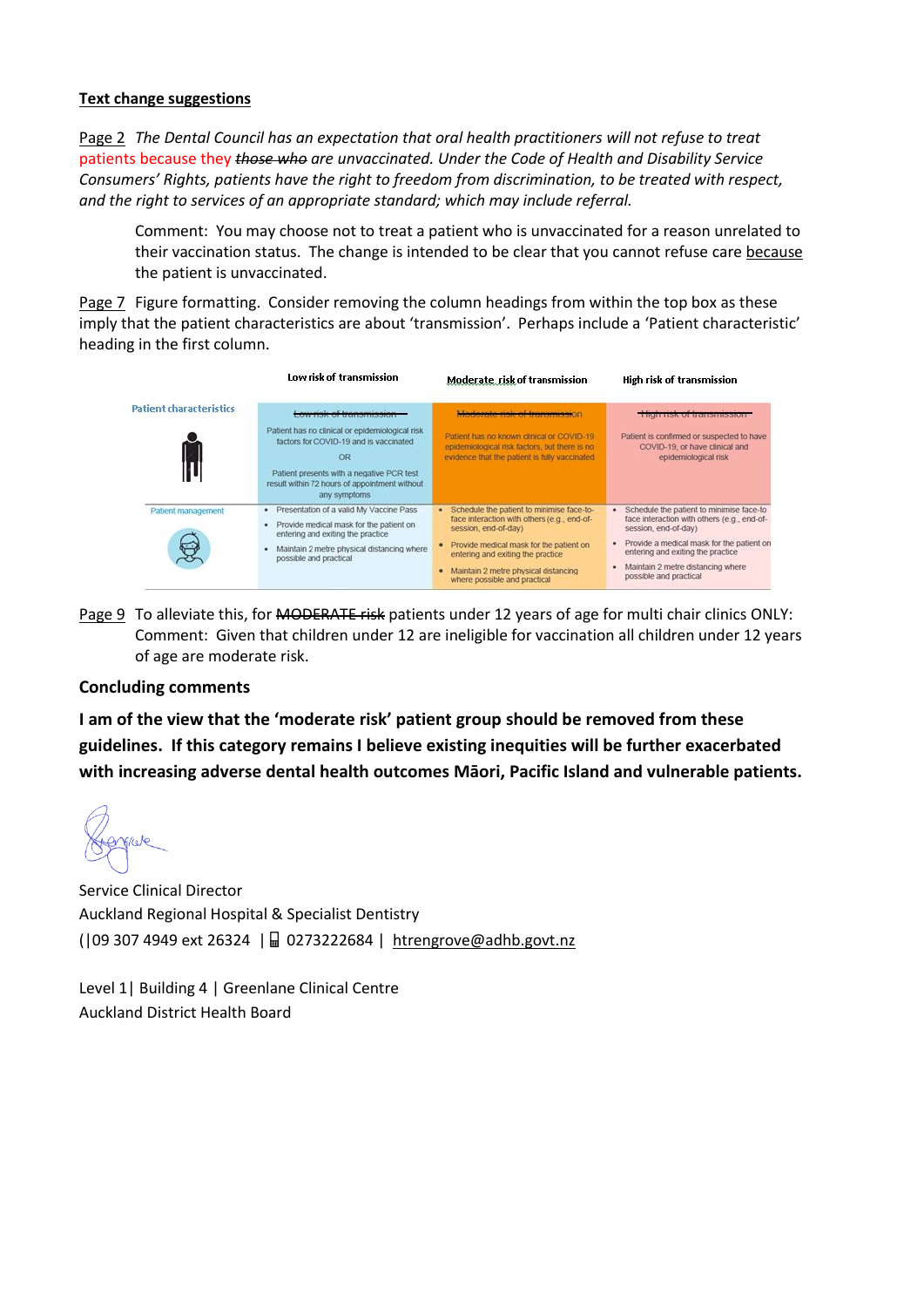**Text change suggestions**

Page 2 *The Dental Council has an expectation that oral health practitioners will not refuse to treat* patients because they ~~*those who*~~ *are unvaccinated. Under the Code of Health and Disability Service Consumers' Rights, patients have the right to freedom from discrimination, to be treated with respect, and the right to services of an appropriate standard; which may include referral.*

Comment: You may choose not to treat a patient who is unvaccinated for a reason unrelated to their vaccination status. The change is intended to be clear that you cannot refuse care because the patient is unvaccinated.

Page 7 Figure formatting. Consider removing the column headings from within the top box as these imply that the patient characteristics are about 'transmission'. Perhaps include a 'Patient characteristic' heading in the first column.

| | Low risk of transmission | Moderate risk of transmission | High risk of transmission |
|---|---|---|---|
| Patient characteristics | ~~Low risk of transmission~~ Patient has no clinical or epidemiological risk factors for COVID-19 and is vaccinated OR Patient presents with a negative PCR test result within 72 hours of appointment without any symptoms | ~~Moderate risk of transmission~~ Patient has no known clinical or COVID-19 epidemiological risk factors, but there is no evidence that the patient is fully vaccinated | ~~High risk of transmission~~ Patient is confirmed or suspected to have COVID-19, or have clinical and epidemiological risk |
| Patient management | • Presentation of a valid My Vaccine Pass • Provide medical mask for the patient on entering and exiting the practice • Maintain 2 metre physical distancing where possible and practical | • Schedule the patient to minimise face-to-face interaction with others (e.g., end-of-session, end-of-day) • Provide medical mask for the patient on entering and exiting the practice • Maintain 2 metre physical distancing where possible and practical | • Schedule the patient to minimise face-to face interaction with others (e.g., end-of-session, end-of-day) • Provide a medical mask for the patient on entering and exiting the practice • Maintain 2 metre distancing where possible and practical |

Page 9 To alleviate this, for ~~MODERATE risk~~ patients under 12 years of age for multi chair clinics ONLY:

Comment: Given that children under 12 are ineligible for vaccination all children under 12 years of age are moderate risk.

**Concluding comments**

**I am of the view that the 'moderate risk' patient group should be removed from these guidelines. If this category remains I believe existing inequities will be further exacerbated with increasing adverse dental health outcomes Māori, Pacific Island and vulnerable patients.**

Service Clinical Director
Auckland Regional Hospital & Specialist Dentistry
(|09 307 4949 ext 26324 | 0273222684 | htrengrove@adhb.govt.nz

Level 1| Building 4 | Greenlane Clinical Centre
Auckland District Health Board